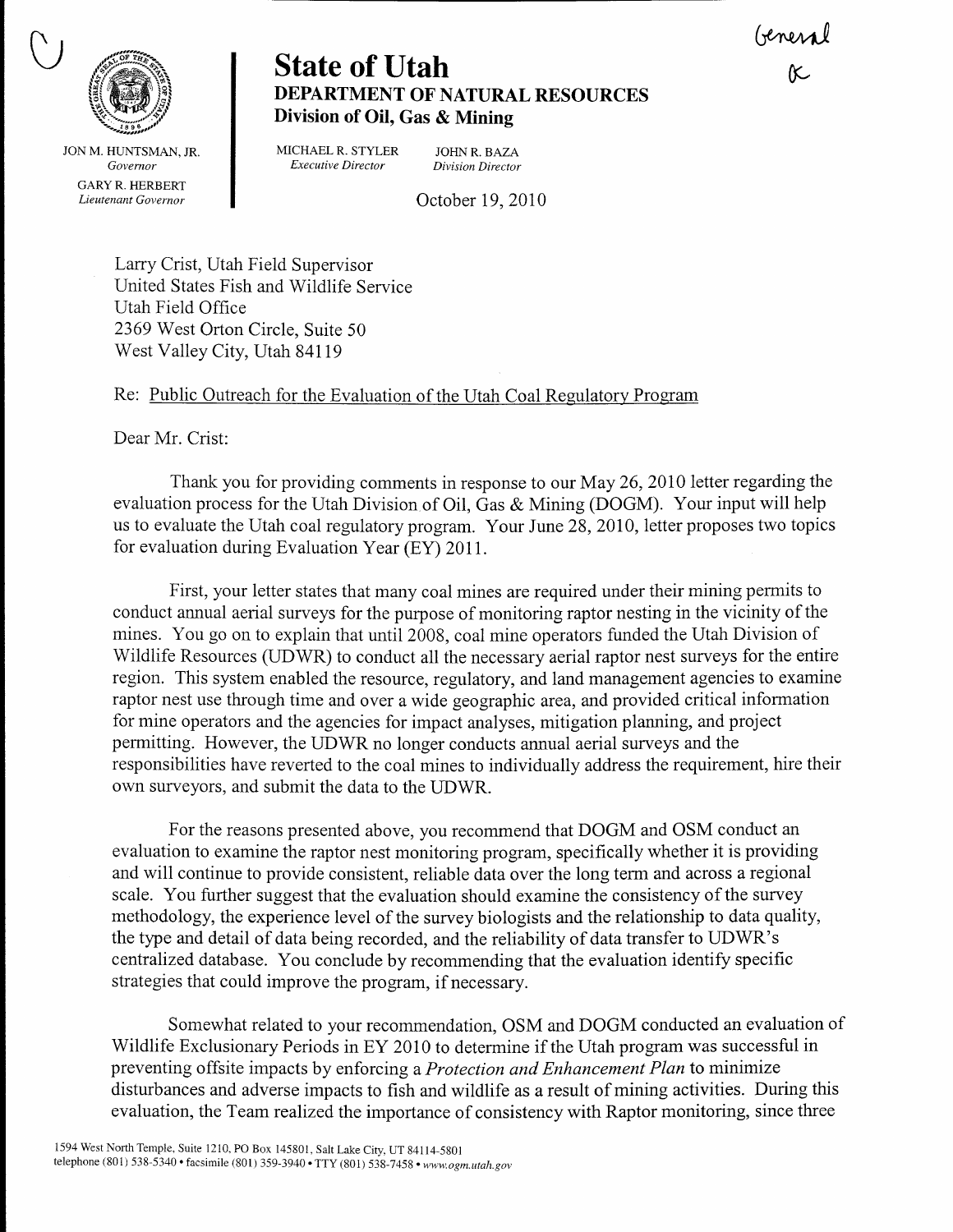General

K

# State of Utah

## DEPARTMENT OF NATURAL RESOURCES

### Division of Oil, Gas & Mining

JON M. HUNTSMAN, JR.
*Governor*

GARY R. HERBERT
*Lieutenant Governor*

MICHAEL R. STYLER
*Executive Director*

JOHN R. BAZA
*Division Director*

October 19, 2010

Larry Crist, Utah Field Supervisor
United States Fish and Wildlife Service
Utah Field Office
2369 West Orton Circle, Suite 50
West Valley City, Utah 84119

Re: Public Outreach for the Evaluation of the Utah Coal Regulatory Program

Dear Mr. Crist:

Thank you for providing comments in response to our May 26, 2010 letter regarding the evaluation process for the Utah Division of Oil, Gas & Mining (DOGM). Your input will help us to evaluate the Utah coal regulatory program. Your June 28, 2010, letter proposes two topics for evaluation during Evaluation Year (EY) 2011.

First, your letter states that many coal mines are required under their mining permits to conduct annual aerial surveys for the purpose of monitoring raptor nesting in the vicinity of the mines. You go on to explain that until 2008, coal mine operators funded the Utah Division of Wildlife Resources (UDWR) to conduct all the necessary aerial raptor nest surveys for the entire region. This system enabled the resource, regulatory, and land management agencies to examine raptor nest use through time and over a wide geographic area, and provided critical information for mine operators and the agencies for impact analyses, mitigation planning, and project permitting. However, the UDWR no longer conducts annual aerial surveys and the responsibilities have reverted to the coal mines to individually address the requirement, hire their own surveyors, and submit the data to the UDWR.

For the reasons presented above, you recommend that DOGM and OSM conduct an evaluation to examine the raptor nest monitoring program, specifically whether it is providing and will continue to provide consistent, reliable data over the long term and across a regional scale. You further suggest that the evaluation should examine the consistency of the survey methodology, the experience level of the survey biologists and the relationship to data quality, the type and detail of data being recorded, and the reliability of data transfer to UDWR's centralized database. You conclude by recommending that the evaluation identify specific strategies that could improve the program, if necessary.

Somewhat related to your recommendation, OSM and DOGM conducted an evaluation of Wildlife Exclusionary Periods in EY 2010 to determine if the Utah program was successful in preventing offsite impacts by enforcing a *Protection and Enhancement Plan* to minimize disturbances and adverse impacts to fish and wildlife as a result of mining activities. During this evaluation, the Team realized the importance of consistency with Raptor monitoring, since three

1594 West North Temple, Suite 1210, PO Box 145801, Salt Lake City, UT 84114-5801
telephone (801) 538-5340 • facsimile (801) 359-3940 • TTY (801) 538-7458 • *www.ogm.utah.gov*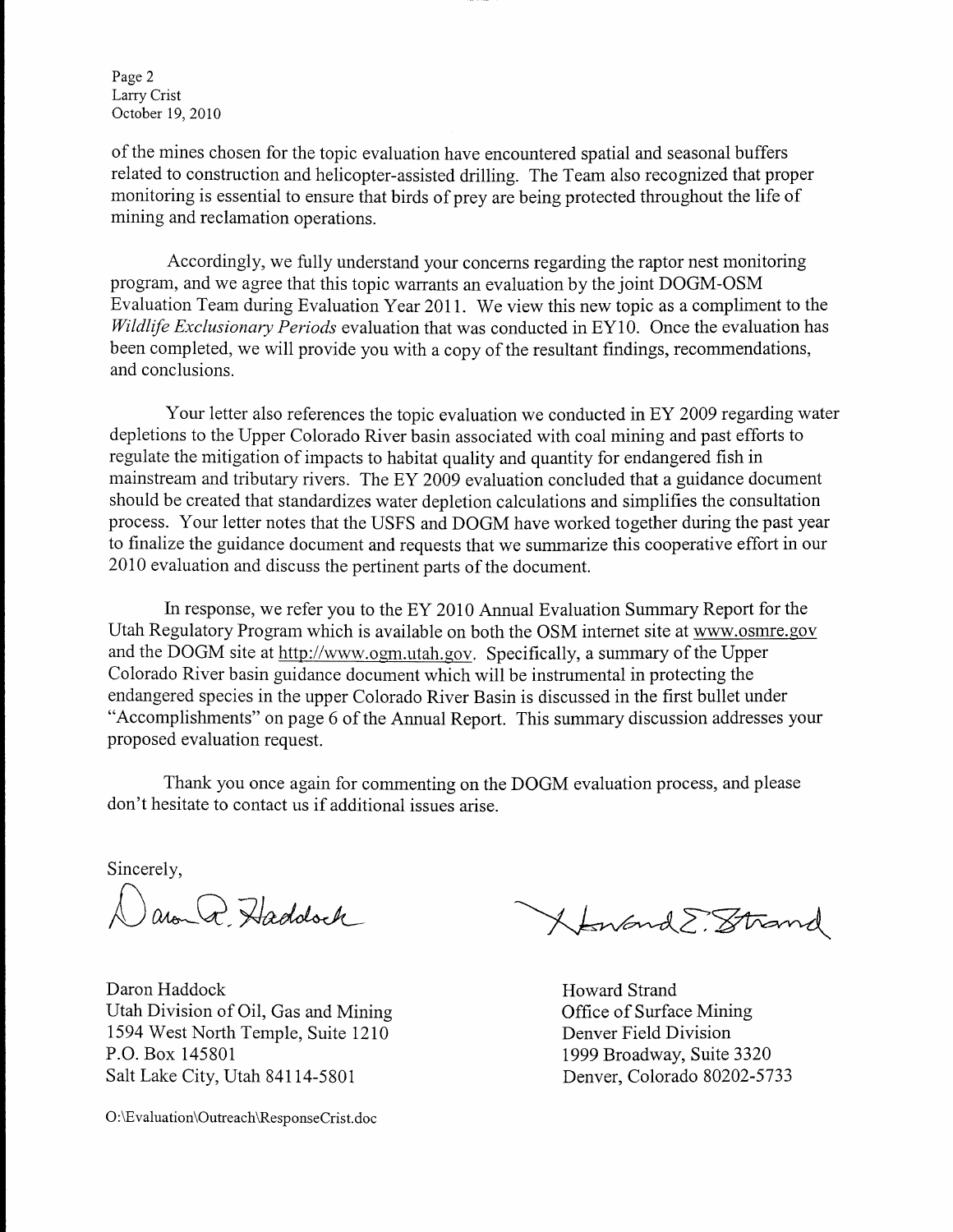of the mines chosen for the topic evaluation have encountered spatial and seasonal buffers related to construction and helicopter-assisted drilling. The Team also recognized that proper monitoring is essential to ensure that birds of prey are being protected throughout the life of mining and reclamation operations.

Accordingly, we fully understand your concerns regarding the raptor nest monitoring program, and we agree that this topic warrants an evaluation by the joint DOGM-OSM Evaluation Team during Evaluation Year 2011. We view this new topic as a compliment to the *Wildlife Exclusionary Periods* evaluation that was conducted in EY10. Once the evaluation has been completed, we will provide you with a copy of the resultant findings, recommendations, and conclusions.

Your letter also references the topic evaluation we conducted in EY 2009 regarding water depletions to the Upper Colorado River basin associated with coal mining and past efforts to regulate the mitigation of impacts to habitat quality and quantity for endangered fish in mainstream and tributary rivers. The EY 2009 evaluation concluded that a guidance document should be created that standardizes water depletion calculations and simplifies the consultation process. Your letter notes that the USFS and DOGM have worked together during the past year to finalize the guidance document and requests that we summarize this cooperative effort in our 2010 evaluation and discuss the pertinent parts of the document.

In response, we refer you to the EY 2010 Annual Evaluation Summary Report for the Utah Regulatory Program which is available on both the OSM internet site at www.osmre.gov and the DOGM site at http://www.ogm.utah.gov. Specifically, a summary of the Upper Colorado River basin guidance document which will be instrumental in protecting the endangered species in the upper Colorado River Basin is discussed in the first bullet under "Accomplishments" on page 6 of the Annual Report. This summary discussion addresses your proposed evaluation request.

Thank you once again for commenting on the DOGM evaluation process, and please don't hesitate to contact us if additional issues arise.

Sincerely,

Daron R. Haddock

Daron Haddock
Utah Division of Oil, Gas and Mining
1594 West North Temple, Suite 1210
P.O. Box 145801
Salt Lake City, Utah 84114-5801

Howard E. Strand

Howard Strand
Office of Surface Mining
Denver Field Division
1999 Broadway, Suite 3320
Denver, Colorado 80202-5733

O:\Evaluation\Outreach\ResponseCrist.doc